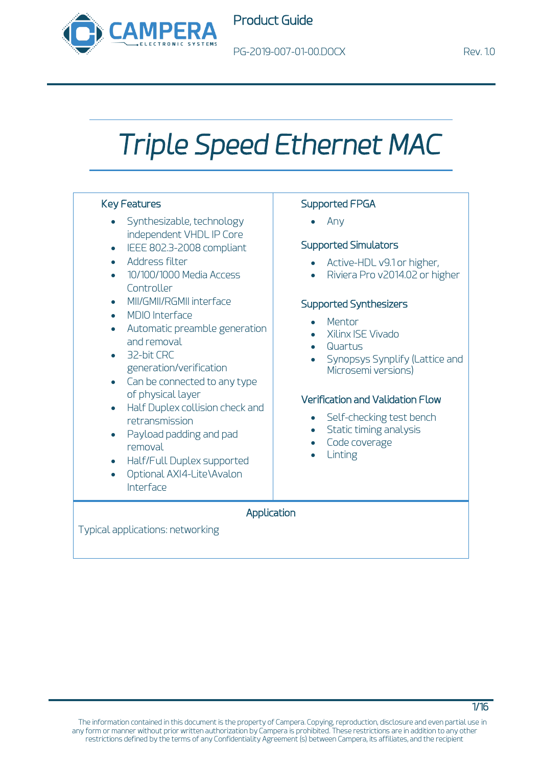Product Guide

PG-2019-007-01-00.DOCX Rev. 1.0

# *Triple Speed Ethernet MAC*

## Key Features

- Synthesizable, technology independent VHDL IP Core
- IEEE 802.3-2008 compliant
- Address filter
- 10/100/1000 Media Access Controller
- MII/GMII/RGMII interface
- MDIO Interface
- Automatic preamble generation and removal
- 32-bit CRC generation/verification
- Can be connected to any type of physical layer
- Half Duplex collision check and retransmission
- Payload padding and pad removal
- Half/Full Duplex supported
- Optional AXI4-Lite\Avalon Interface

## Supported FPGA

- Any

## Supported Simulators

- Active-HDL v9.1 or higher,
- Riviera Pro v2014.02 or higher

## Supported Synthesizers

- Mentor
- Xilinx ISE Vivado
- Quartus
- Synopsys Synplify (Lattice and Microsemi versions)

## Verification and Validation Flow

- Self-checking test bench
- Static timing analysis
- Code coverage
- Linting

## Application

Typical applications: networking

The information contained in this document is the property of Campera. Copying, reproduction, disclosure and even partial use in any form or manner without prior written authorization by Campera is prohibited. These restrictions are in addition to any other restrictions defined by the terms of any Confidentiality Agreement (s) between Campera, its affiliates, and the recipient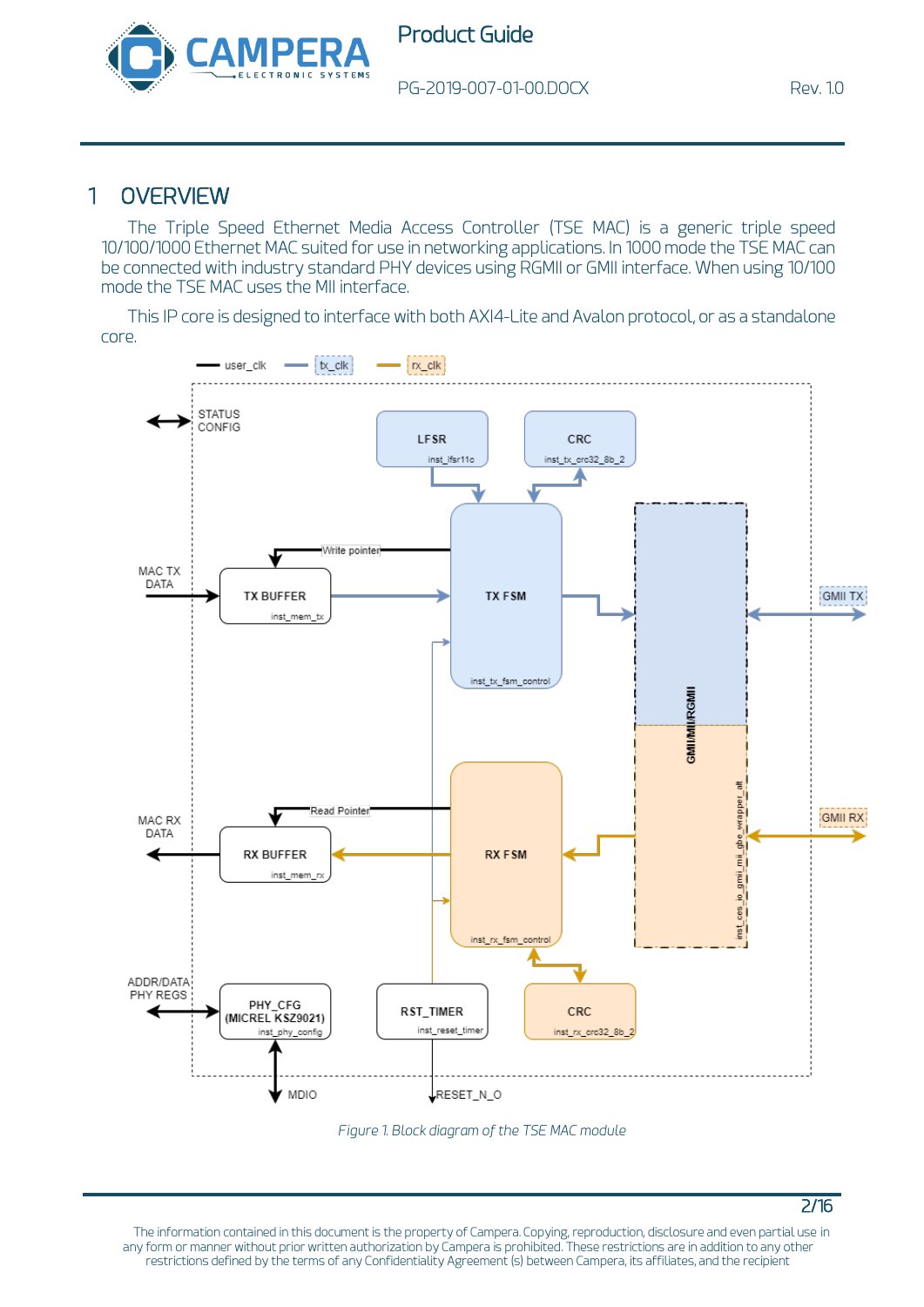# 1 OVERVIEW

The Triple Speed Ethernet Media Access Controller (TSE MAC) is a generic triple speed 10/100/1000 Ethernet MAC suited for use in networking applications. In 1000 mode the TSE MAC can be connected with industry standard PHY devices using RGMII or GMII interface. When using 10/100 mode the TSE MAC uses the MII interface.

This IP core is designed to interface with both AXI4-Lite and Avalon protocol, or as a standalone core.

*Figure 1. Block diagram of the TSE MAC module*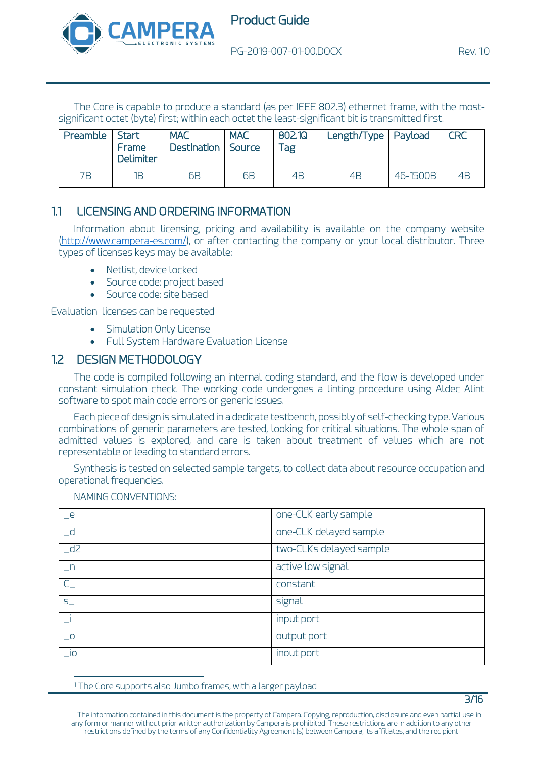The Core is capable to produce a standard (as per IEEE 802.3) ethernet frame, with the most-significant octet (byte) first; within each octet the least-significant bit is transmitted first.

| Preamble | Start Frame Delimiter | MAC Destination | MAC Source | 802.1Q Tag | Length/Type | Payload | CRC |
|---|---|---|---|---|---|---|---|
| 7B | 1B | 6B | 6B | 4B | 4B | 46-1500B[1] | 4B |

## 1.1 LICENSING AND ORDERING INFORMATION

Information about licensing, pricing and availability is available on the company website (http://www.campera-es.com/), or after contacting the company or your local distributor. Three types of licenses keys may be available:

- Netlist, device locked
- Source code: project based
- Source code: site based

Evaluation licenses can be requested

- Simulation Only License
- Full System Hardware Evaluation License

## 1.2 DESIGN METHODOLOGY

The code is compiled following an internal coding standard, and the flow is developed under constant simulation check. The working code undergoes a linting procedure using Aldec Alint software to spot main code errors or generic issues.

Each piece of design is simulated in a dedicate testbench, possibly of self-checking type. Various combinations of generic parameters are tested, looking for critical situations. The whole span of admitted values is explored, and care is taken about treatment of values which are not representable or leading to standard errors.

Synthesis is tested on selected sample targets, to collect data about resource occupation and operational frequencies.

NAMING CONVENTIONS:

| Suffix/Prefix | Meaning |
|---|---|
| _e | one-CLK early sample |
| _d | one-CLK delayed sample |
| _d2 | two-CLKs delayed sample |
| _n | active low signal |
| C_ | constant |
| s_ | signal |
| _i | input port |
| _o | output port |
| _io | inout port |

[1] The Core supports also Jumbo frames, with a larger payload

The information contained in this document is the property of Campera. Copying, reproduction, disclosure and even partial use in any form or manner without prior written authorization by Campera is prohibited. These restrictions are in addition to any other restrictions defined by the terms of any Confidentiality Agreement (s) between Campera, its affiliates, and the recipient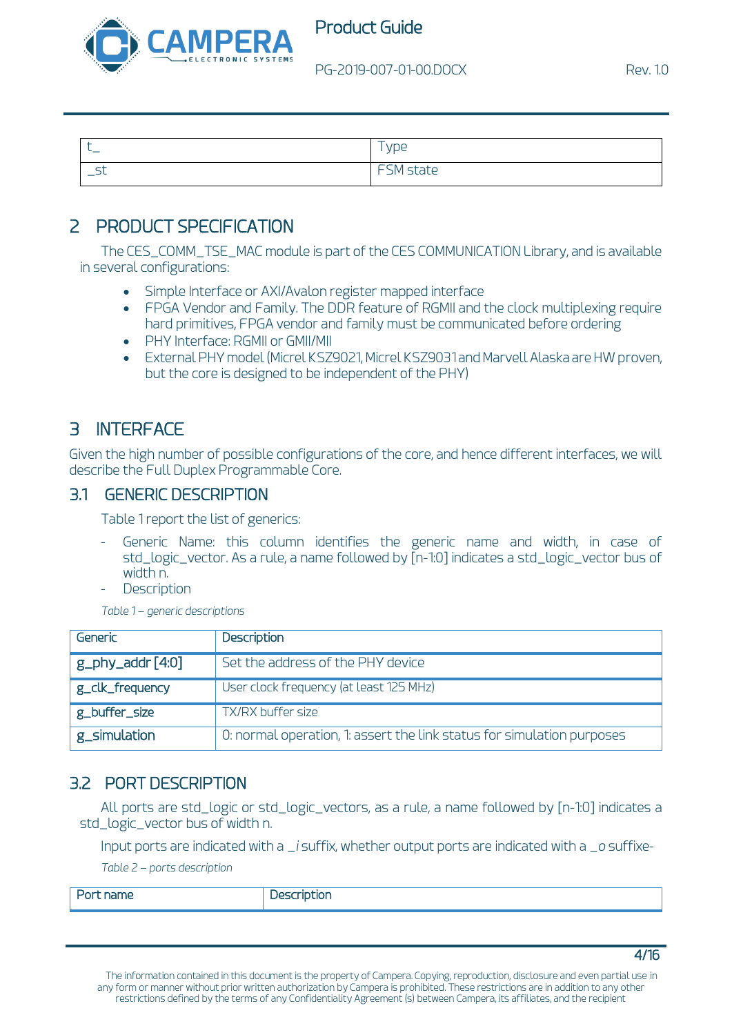| t_ | Type |
|---|---|
| _st | FSM state |

# 2 PRODUCT SPECIFICATION

The CES_COMM_TSE_MAC module is part of the CES COMMUNICATION Library, and is available in several configurations:

- Simple Interface or AXI/Avalon register mapped interface
- FPGA Vendor and Family. The DDR feature of RGMII and the clock multiplexing require hard primitives, FPGA vendor and family must be communicated before ordering
- PHY Interface: RGMII or GMII/MII
- External PHY model (Micrel KSZ9021, Micrel KSZ9031 and Marvell Alaska are HW proven, but the core is designed to be independent of the PHY)

# 3 INTERFACE

Given the high number of possible configurations of the core, and hence different interfaces, we will describe the Full Duplex Programmable Core.

## 3.1 GENERIC DESCRIPTION

Table 1 report the list of generics:

- Generic Name: this column identifies the generic name and width, in case of std_logic_vector. As a rule, a name followed by [n-1:0] indicates a std_logic_vector bus of width n.
- Description

*Table 1 – generic descriptions*

| Generic | Description |
|---|---|
| g_phy_addr [4:0] | Set the address of the PHY device |
| g_clk_frequency | User clock frequency (at least 125 MHz) |
| g_buffer_size | TX/RX buffer size |
| g_simulation | 0: normal operation, 1: assert the link status for simulation purposes |

## 3.2 PORT DESCRIPTION

All ports are std_logic or std_logic_vectors, as a rule, a name followed by [n-1:0] indicates a std_logic_vector bus of width n.

Input ports are indicated with a *_i* suffix, whether output ports are indicated with a *_o* suffixe-

*Table 2 – ports description*

| Port name | Description |
|---|---|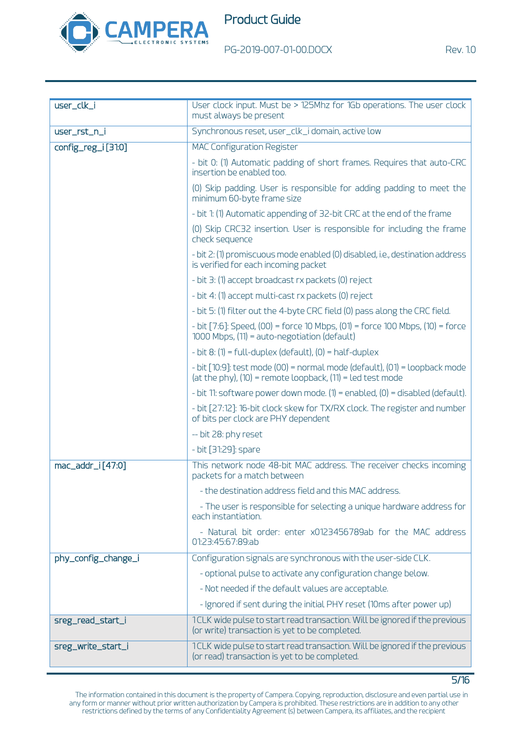| | |
|---|---|
| user_clk_i | User clock input. Must be > 125Mhz for 1Gb operations. The user clock must always be present |
| user_rst_n_i | Synchronous reset, user_clk_i domain, active low |
| config_reg_i [31:0] | MAC Configuration Register<br>- bit 0: (1) Automatic padding of short frames. Requires that auto-CRC insertion be enabled too.<br>(0) Skip padding. User is responsible for adding padding to meet the minimum 60-byte frame size<br>- bit 1: (1) Automatic appending of 32-bit CRC at the end of the frame<br>(0) Skip CRC32 insertion. User is responsible for including the frame check sequence<br>- bit 2: (1) promiscuous mode enabled (0) disabled, i.e., destination address is verified for each incoming packet<br>- bit 3: (1) accept broadcast rx packets (0) reject<br>- bit 4: (1) accept multi-cast rx packets (0) reject<br>- bit 5: (1) filter out the 4-byte CRC field (0) pass along the CRC field.<br>- bit [7:6]: Speed, (00) = force 10 Mbps, (01) = force 100 Mbps, (10) = force 1000 Mbps, (11) = auto-negotiation (default)<br>- bit 8: (1) = full-duplex (default), (0) = half-duplex<br>- bit [10:9]: test mode (00) = normal mode (default), (01) = loopback mode (at the phy), (10) = remote loopback, (11) = led test mode<br>- bit 11: software power down mode. (1) = enabled, (0) = disabled (default).<br>- bit [27:12]: 16-bit clock skew for TX/RX clock. The register and number of bits per clock are PHY dependent<br>-- bit 28: phy reset<br>- bit [31:29]: spare |
| mac_addr_i [47:0] | This network node 48-bit MAC address. The receiver checks incoming packets for a match between<br>- the destination address field and this MAC address.<br>- The user is responsible for selecting a unique hardware address for each instantiation.<br>- Natural bit order: enter x0123456789ab for the MAC address 01:23:45:67:89:ab |
| phy_config_change_i | Configuration signals are synchronous with the user-side CLK.<br>- optional pulse to activate any configuration change below.<br>- Not needed if the default values are acceptable.<br>- Ignored if sent during the initial PHY reset (10ms after power up) |
| sreg_read_start_i | 1CLK wide pulse to start read transaction. Will be ignored if the previous (or write) transaction is yet to be completed. |
| sreg_write_start_i | 1CLK wide pulse to start read transaction. Will be ignored if the previous (or read) transaction is yet to be completed. |

The information contained in this document is the property of Campera. Copying, reproduction, disclosure and even partial use in any form or manner without prior written authorization by Campera is prohibited. These restrictions are in addition to any other restrictions defined by the terms of any Confidentiality Agreement (s) between Campera, its affiliates, and the recipient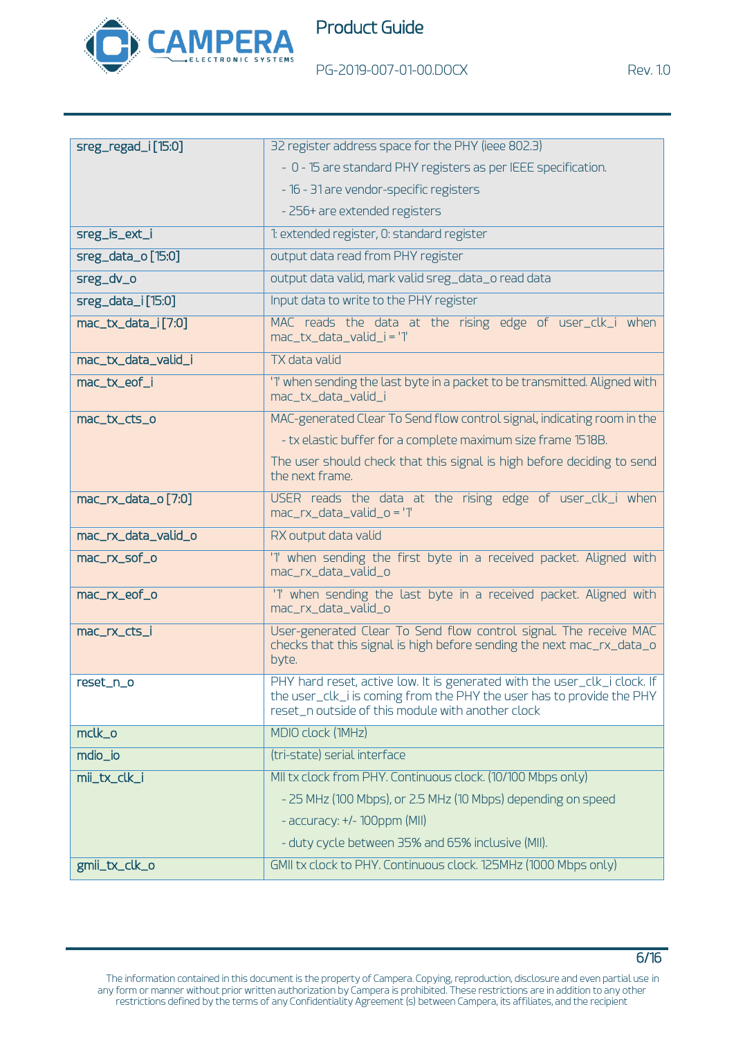| | |
|---|---|
| sreg_regad_i [15:0] | 32 register address space for the PHY (ieee 802.3)<br>- 0 - 15 are standard PHY registers as per IEEE specification.<br>- 16 - 31 are vendor-specific registers<br>- 256+ are extended registers |
| sreg_is_ext_i | 1: extended register, 0: standard register |
| sreg_data_o [15:0] | output data read from PHY register |
| sreg_dv_o | output data valid, mark valid sreg_data_o read data |
| sreg_data_i [15:0] | Input data to write to the PHY register |
| mac_tx_data_i [7:0] | MAC reads the data at the rising edge of user_clk_i when mac_tx_data_valid_i = '1' |
| mac_tx_data_valid_i | TX data valid |
| mac_tx_eof_i | '1' when sending the last byte in a packet to be transmitted. Aligned with mac_tx_data_valid_i |
| mac_tx_cts_o | MAC-generated Clear To Send flow control signal, indicating room in the<br>- tx elastic buffer for a complete maximum size frame 1518B.<br>The user should check that this signal is high before deciding to send the next frame. |
| mac_rx_data_o [7:0] | USER reads the data at the rising edge of user_clk_i when mac_rx_data_valid_o = '1' |
| mac_rx_data_valid_o | RX output data valid |
| mac_rx_sof_o | '1' when sending the first byte in a received packet. Aligned with mac_rx_data_valid_o |
| mac_rx_eof_o | '1' when sending the last byte in a received packet. Aligned with mac_rx_data_valid_o |
| mac_rx_cts_i | User-generated Clear To Send flow control signal. The receive MAC checks that this signal is high before sending the next mac_rx_data_o byte. |
| reset_n_o | PHY hard reset, active low. It is generated with the user_clk_i clock. If the user_clk_i is coming from the PHY the user has to provide the PHY reset_n outside of this module with another clock |
| mclk_o | MDIO clock (1MHz) |
| mdio_io | (tri-state) serial interface |
| mii_tx_clk_i | MII tx clock from PHY. Continuous clock. (10/100 Mbps only)<br>- 25 MHz (100 Mbps), or 2.5 MHz (10 Mbps) depending on speed<br>- accuracy: +/- 100ppm (MII)<br>- duty cycle between 35% and 65% inclusive (MII). |
| gmii_tx_clk_o | GMII tx clock to PHY. Continuous clock. 125MHz (1000 Mbps only) |

The information contained in this document is the property of Campera. Copying, reproduction, disclosure and even partial use in any form or manner without prior written authorization by Campera is prohibited. These restrictions are in addition to any other restrictions defined by the terms of any Confidentiality Agreement (s) between Campera, its affiliates, and the recipient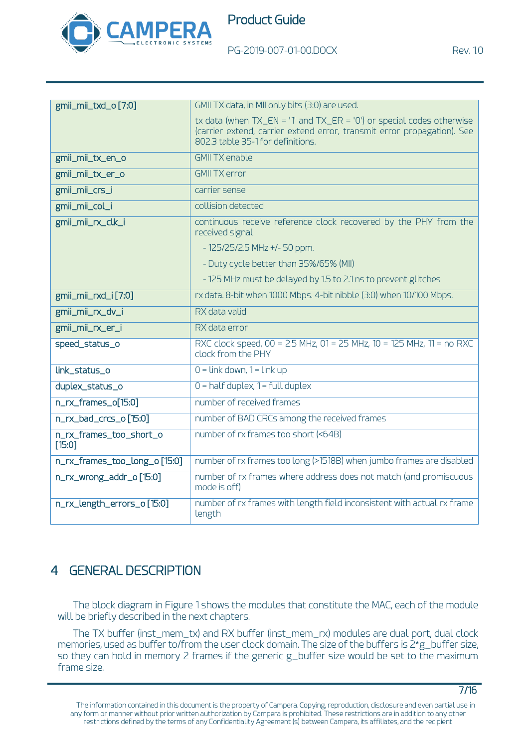| | |
|---|---|
| gmii_mii_txd_o [7:0] | GMII TX data, in MII only bits (3:0) are used.<br>tx data (when TX_EN = '1' and TX_ER = '0') or special codes otherwise (carrier extend, carrier extend error, transmit error propagation). See 802.3 table 35-1 for definitions. |
| gmii_mii_tx_en_o | GMII TX enable |
| gmii_mii_tx_er_o | GMII TX error |
| gmii_mii_crs_i | carrier sense |
| gmii_mii_col_i | collision detected |
| gmii_mii_rx_clk_i | continuous receive reference clock recovered by the PHY from the received signal<br>- 125/25/2.5 MHz +/- 50 ppm.<br>- Duty cycle better than 35%/65% (MII)<br>- 125 MHz must be delayed by 1.5 to 2.1 ns to prevent glitches |
| gmii_mii_rxd_i [7:0] | rx data. 8-bit when 1000 Mbps. 4-bit nibble (3:0) when 10/100 Mbps. |
| gmii_mii_rx_dv_i | RX data valid |
| gmii_mii_rx_er_i | RX data error |
| speed_status_o | RXC clock speed, 00 = 2.5 MHz, 01 = 25 MHz, 10 = 125 MHz, 11 = no RXC clock from the PHY |
| link_status_o | 0 = link down, 1 = link up |
| duplex_status_o | 0 = half duplex, 1 = full duplex |
| n_rx_frames_o[15:0] | number of received frames |
| n_rx_bad_crcs_o [15:0] | number of BAD CRCs among the received frames |
| n_rx_frames_too_short_o [15:0] | number of rx frames too short (<64B) |
| n_rx_frames_too_long_o [15:0] | number of rx frames too long (>1518B) when jumbo frames are disabled |
| n_rx_wrong_addr_o [15:0] | number of rx frames where address does not match (and promiscuous mode is off) |
| n_rx_length_errors_o [15:0] | number of rx frames with length field inconsistent with actual rx frame length |

# 4 GENERAL DESCRIPTION

The block diagram in Figure 1 shows the modules that constitute the MAC, each of the module will be briefly described in the next chapters.

The TX buffer (inst_mem_tx) and RX buffer (inst_mem_rx) modules are dual port, dual clock memories, used as buffer to/from the user clock domain. The size of the buffers is 2*g_buffer size, so they can hold in memory 2 frames if the generic g_buffer size would be set to the maximum frame size.

The information contained in this document is the property of Campera. Copying, reproduction, disclosure and even partial use in any form or manner without prior written authorization by Campera is prohibited. These restrictions are in addition to any other restrictions defined by the terms of any Confidentiality Agreement (s) between Campera, its affiliates, and the recipient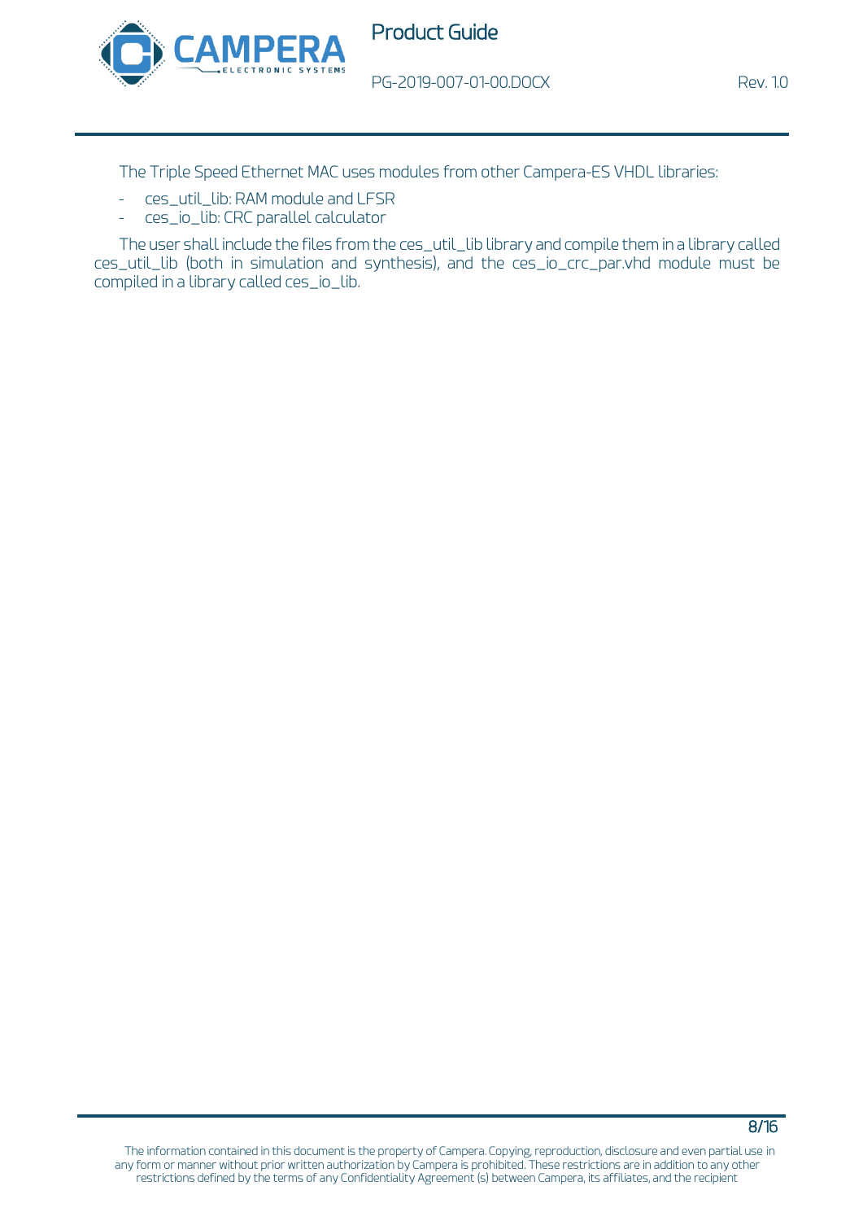The Triple Speed Ethernet MAC uses modules from other Campera-ES VHDL libraries:

- ces_util_lib: RAM module and LFSR
- ces_io_lib: CRC parallel calculator

The user shall include the files from the ces_util_lib library and compile them in a library called ces_util_lib (both in simulation and synthesis), and the ces_io_crc_par.vhd module must be compiled in a library called ces_io_lib.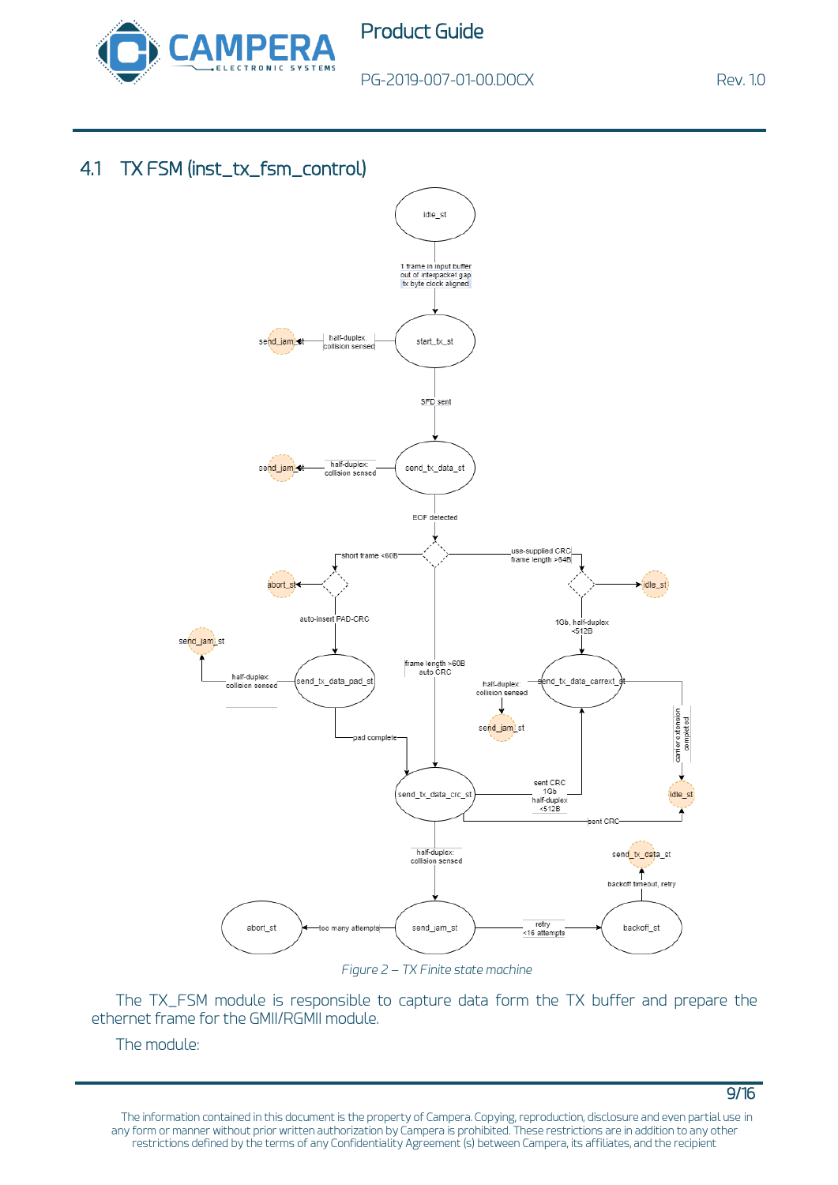## 4.1 TX FSM (inst_tx_fsm_control)

idle_st

1 frame in input buffer
out of interpacket gap
tx byte clock aligned

start_tx_st

half-duplex: collision sensed → send_jam_st

SFD sent

send_tx_data_st

half-duplex: collision sensed → send_jam_st

EOF detected

short frame <60B → auto-insert PAD-CRC / abort_st

use-supplied CRC, frame length >64B → idle_st

frame length >60B auto CRC

1Gb, half-duplex <512B

send_tx_data_pad_st

half-duplex: collision sensed → send_jam_st

pad complete

send_tx_data_carrext_st

half-duplex: collision sensed → send_jam_st

carrier extension completed → idle_st

send_tx_data_crc_st

sent CRC 1Gb half-duplex <512B

sent CRC → idle_st

half-duplex: collision sensed

send_jam_st

too many attempts → abort_st

retry <16 attempts → backoff_st

backoff timeout, retry → send_tx_data_st

*Figure 2 – TX Finite state machine*

The TX_FSM module is responsible to capture data form the TX buffer and prepare the ethernet frame for the GMII/RGMII module.

The module: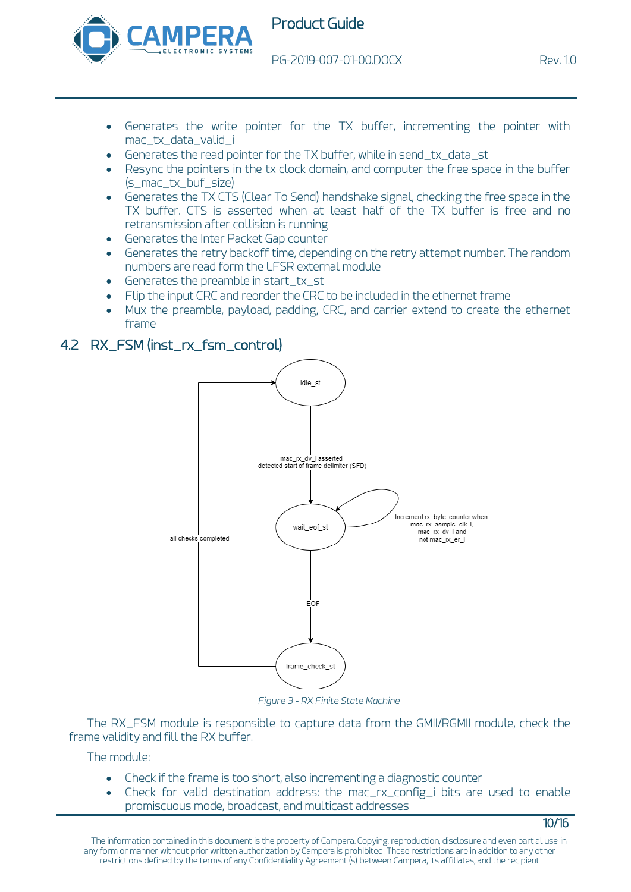- Generates the write pointer for the TX buffer, incrementing the pointer with mac_tx_data_valid_i
- Generates the read pointer for the TX buffer, while in send_tx_data_st
- Resync the pointers in the tx clock domain, and computer the free space in the buffer (s_mac_tx_buf_size)
- Generates the TX CTS (Clear To Send) handshake signal, checking the free space in the TX buffer. CTS is asserted when at least half of the TX buffer is free and no retransmission after collision is running
- Generates the Inter Packet Gap counter
- Generates the retry backoff time, depending on the retry attempt number. The random numbers are read form the LFSR external module
- Generates the preamble in start_tx_st
- Flip the input CRC and reorder the CRC to be included in the ethernet frame
- Mux the preamble, payload, padding, CRC, and carrier extend to create the ethernet frame

## 4.2 RX_FSM (inst_rx_fsm_control)

*Figure 3 - RX Finite State Machine*

The RX_FSM module is responsible to capture data from the GMII/RGMII module, check the frame validity and fill the RX buffer.

The module:

- Check if the frame is too short, also incrementing a diagnostic counter
- Check for valid destination address: the mac_rx_config_i bits are used to enable promiscuous mode, broadcast, and multicast addresses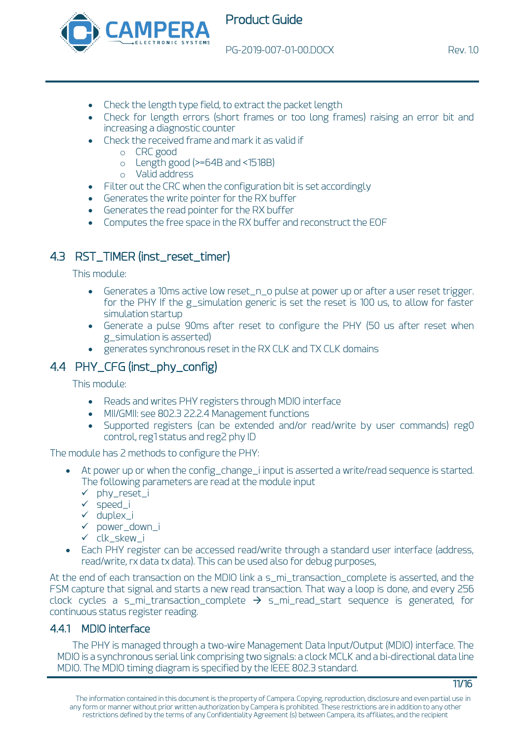- Check the length type field, to extract the packet length
- Check for length errors (short frames or too long frames) raising an error bit and increasing a diagnostic counter
- Check the received frame and mark it as valid if
  - CRC good
  - Length good (>=64B and <1518B)
  - Valid address
- Filter out the CRC when the configuration bit is set accordingly
- Generates the write pointer for the RX buffer
- Generates the read pointer for the RX buffer
- Computes the free space in the RX buffer and reconstruct the EOF

## 4.3 RST_TIMER (inst_reset_timer)

This module:

- Generates a 10ms active low reset_n_o pulse at power up or after a user reset trigger. for the PHY If the g_simulation generic is set the reset is 100 us, to allow for faster simulation startup
- Generate a pulse 90ms after reset to configure the PHY (50 us after reset when g_simulation is asserted)
- generates synchronous reset in the RX CLK and TX CLK domains

## 4.4 PHY_CFG (inst_phy_config)

This module:

- Reads and writes PHY registers through MDIO interface
- MII/GMII: see 802.3 22.2.4 Management functions
- Supported registers (can be extended and/or read/write by user commands) reg0 control, reg1 status and reg2 phy ID

The module has 2 methods to configure the PHY:

- At power up or when the config_change_i input is asserted a write/read sequence is started. The following parameters are read at the module input
  - ✓ phy_reset_i
  - ✓ speed_i
  - ✓ duplex_i
  - ✓ power_down_i
  - ✓ clk_skew_i
- Each PHY register can be accessed read/write through a standard user interface (address, read/write, rx data tx data). This can be used also for debug purposes,

At the end of each transaction on the MDIO link a s_mi_transaction_complete is asserted, and the FSM capture that signal and starts a new read transaction. That way a loop is done, and every 256 clock cycles a s_mi_transaction_complete → s_mi_read_start sequence is generated, for continuous status register reading.

### 4.4.1 MDIO interface

The PHY is managed through a two-wire Management Data Input/Output (MDIO) interface. The MDIO is a synchronous serial link comprising two signals: a clock MCLK and a bi-directional data line MDIO. The MDIO timing diagram is specified by the IEEE 802.3 standard.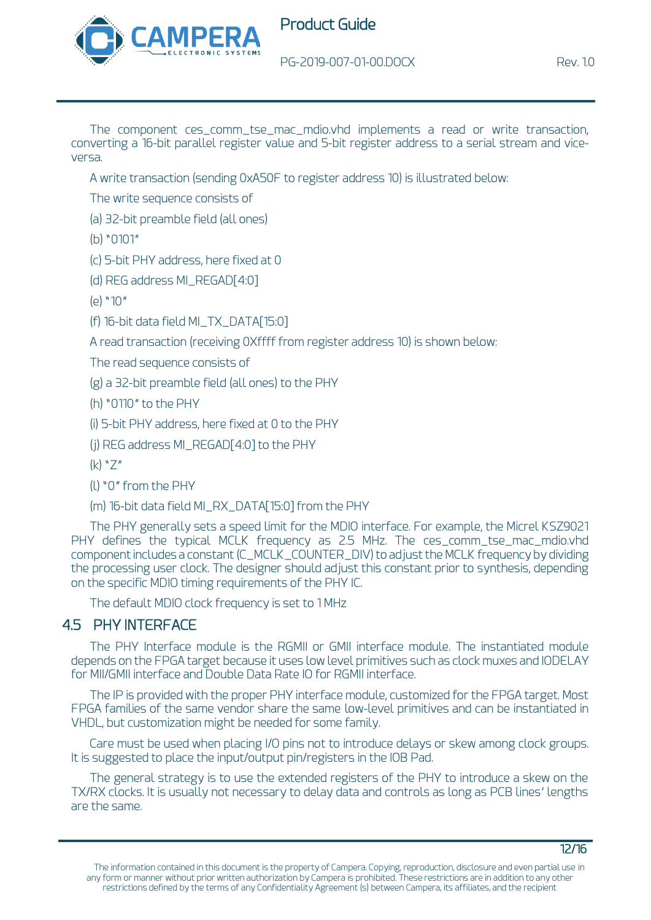The component ces_comm_tse_mac_mdio.vhd implements a read or write transaction, converting a 16-bit parallel register value and 5-bit register address to a serial stream and vice-versa.

A write transaction (sending 0xA50F to register address 10) is illustrated below:

The write sequence consists of

(a) 32-bit preamble field (all ones)

(b) "0101"

(c) 5-bit PHY address, here fixed at 0

(d) REG address MI_REGAD[4:0]

(e) "10"

(f) 16-bit data field MI_TX_DATA[15:0]

A read transaction (receiving 0Xffff from register address 10) is shown below:

The read sequence consists of

(g) a 32-bit preamble field (all ones) to the PHY

(h) "0110" to the PHY

(i) 5-bit PHY address, here fixed at 0 to the PHY

(j) REG address MI_REGAD[4:0] to the PHY

(k) "Z"

(l) "0" from the PHY

(m) 16-bit data field MI_RX_DATA[15:0] from the PHY

The PHY generally sets a speed limit for the MDIO interface. For example, the Micrel KSZ9021 PHY defines the typical MCLK frequency as 2.5 MHz. The ces_comm_tse_mac_mdio.vhd component includes a constant (C_MCLK_COUNTER_DIV) to adjust the MCLK frequency by dividing the processing user clock. The designer should adjust this constant prior to synthesis, depending on the specific MDIO timing requirements of the PHY IC.

The default MDIO clock frequency is set to 1 MHz

## 4.5 PHY INTERFACE

The PHY Interface module is the RGMII or GMII interface module. The instantiated module depends on the FPGA target because it uses low level primitives such as clock muxes and IODELAY for MII/GMII interface and Double Data Rate IO for RGMII interface.

The IP is provided with the proper PHY interface module, customized for the FPGA target. Most FPGA families of the same vendor share the same low-level primitives and can be instantiated in VHDL, but customization might be needed for some family.

Care must be used when placing I/O pins not to introduce delays or skew among clock groups. It is suggested to place the input/output pin/registers in the IOB Pad.

The general strategy is to use the extended registers of the PHY to introduce a skew on the TX/RX clocks. It is usually not necessary to delay data and controls as long as PCB lines' lengths are the same.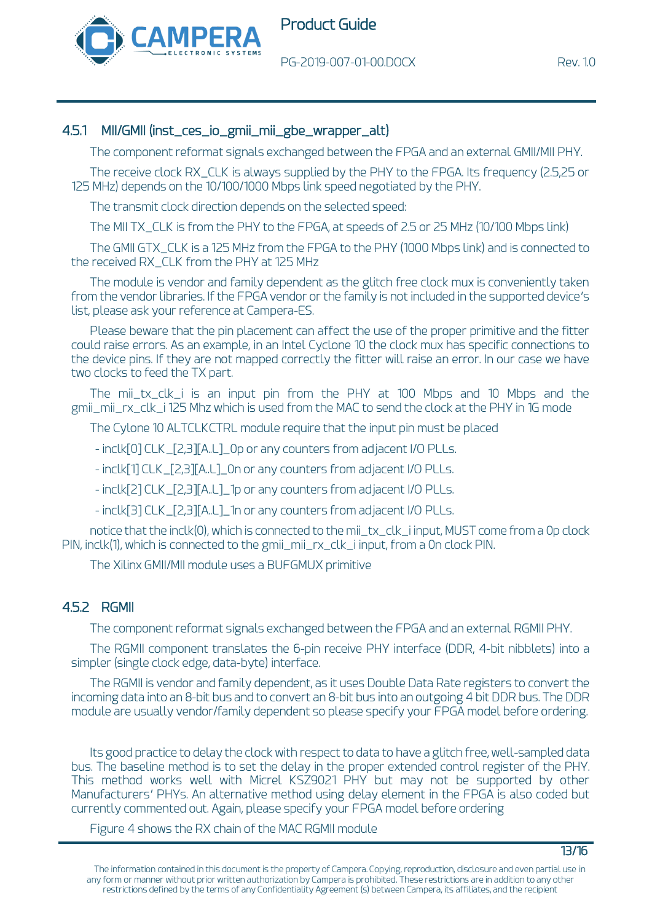### 4.5.1 MII/GMII (inst_ces_io_gmii_mii_gbe_wrapper_alt)

The component reformat signals exchanged between the FPGA and an external GMII/MII PHY.

The receive clock RX_CLK is always supplied by the PHY to the FPGA. Its frequency (2.5,25 or 125 MHz) depends on the 10/100/1000 Mbps link speed negotiated by the PHY.

The transmit clock direction depends on the selected speed:

The MII TX_CLK is from the PHY to the FPGA, at speeds of 2.5 or 25 MHz (10/100 Mbps link)

The GMII GTX_CLK is a 125 MHz from the FPGA to the PHY (1000 Mbps link) and is connected to the received RX_CLK from the PHY at 125 MHz

The module is vendor and family dependent as the glitch free clock mux is conveniently taken from the vendor libraries. If the FPGA vendor or the family is not included in the supported device's list, please ask your reference at Campera-ES.

Please beware that the pin placement can affect the use of the proper primitive and the fitter could raise errors. As an example, in an Intel Cyclone 10 the clock mux has specific connections to the device pins. If they are not mapped correctly the fitter will raise an error. In our case we have two clocks to feed the TX part.

The mii_tx_clk_i is an input pin from the PHY at 100 Mbps and 10 Mbps and the gmii_mii_rx_clk_i 125 Mhz which is used from the MAC to send the clock at the PHY in 1G mode

The Cylone 10 ALTCLKCTRL module require that the input pin must be placed

- inclk[0] CLK_[2,3][A..L]_0p or any counters from adjacent I/O PLLs.
- inclk[1] CLK_[2,3][A..L]_0n or any counters from adjacent I/O PLLs.
- inclk[2] CLK_[2,3][A..L]_1p or any counters from adjacent I/O PLLs.
- inclk[3] CLK_[2,3][A..L]_1n or any counters from adjacent I/O PLLs.

notice that the inclk(0), which is connected to the mii_tx_clk_i input, MUST come from a 0p clock PIN, inclk(1), which is connected to the gmii_mii_rx_clk_i input, from a 0n clock PIN.

The Xilinx GMII/MII module uses a BUFGMUX primitive

### 4.5.2 RGMII

The component reformat signals exchanged between the FPGA and an external RGMII PHY.

The RGMII component translates the 6-pin receive PHY interface (DDR, 4-bit nibblets) into a simpler (single clock edge, data-byte) interface.

The RGMII is vendor and family dependent, as it uses Double Data Rate registers to convert the incoming data into an 8-bit bus and to convert an 8-bit bus into an outgoing 4 bit DDR bus. The DDR module are usually vendor/family dependent so please specify your FPGA model before ordering.

Its good practice to delay the clock with respect to data to have a glitch free, well-sampled data bus. The baseline method is to set the delay in the proper extended control register of the PHY. This method works well with Micrel KSZ9021 PHY but may not be supported by other Manufacturers' PHYs. An alternative method using delay element in the FPGA is also coded but currently commented out. Again, please specify your FPGA model before ordering

Figure 4 shows the RX chain of the MAC RGMII module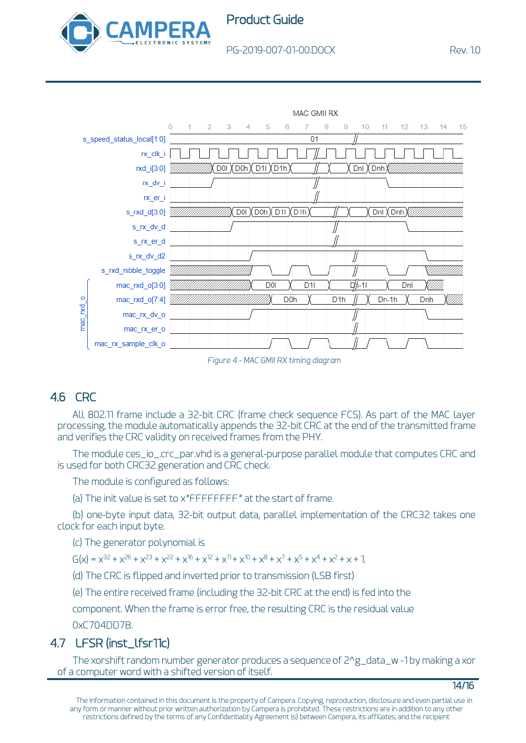MAC GMII RX

| Signal | 0 | 1 | 2 | 3 | 4 | 5 | 6 | 7 | 8 | 9 | 10 | 11 | 12 | 13 | 14 | 15 |
|---|---|---|---|---|---|---|---|---|---|---|---|---|---|---|---|---|
| s_speed_status_local[1:0] | 01 | | | | | | | | | | | | | | | |
| rxd_i[3:0] | | | D0l | D0h | D1l | D1h | | | | Dnl | Dnh | | | | | |
| s_rxd_d[3:0] | | | | D0l | D0h | D1l | D1h | | | | Dnl | Dnh | | | | |
| mac_rxd_o[3:0] | | | | | D0l | | D1l | | Dn-1l | | Dnl | | | | | |
| mac_rxd_o[7:4] | | | | | | D0h | | D1h | | Dn-1h | | Dnh | | | | |

Signals shown: s_speed_status_local[1:0], rx_clk_i, rxd_i[3:0], rx_dv_i, rx_er_i, s_rxd_d[3:0], s_rx_dv_d, s_rx_er_d, s_rx_dv_d2, s_rxd_nibble_toggle, mac_rxd_o (mac_rxd_o[3:0], mac_rxd_o[7:4], mac_rx_dv_o, mac_rx_er_o, mac_rx_sample_clk_o)

*Figure 4 - MAC GMII RX timing diagram*

## 4.6 CRC

All 802.11 frame include a 32-bit CRC (frame check sequence FCS). As part of the MAC layer processing, the module automatically appends the 32-bit CRC at the end of the transmitted frame and verifies the CRC validity on received frames from the PHY.

The module ces_io_.crc_par.vhd is a general-purpose parallel module that computes CRC and is used for both CRC32 generation and CRC check.

The module is configured as follows:

(a) The init value is set to x"FFFFFFFF" at the start of frame.

(b) one-byte input data, 32-bit output data, parallel implementation of the CRC32 takes one clock for each input byte.

(c) The generator polynomial is

$G(x) = x^{32} + x^{26} + x^{23} + x^{22} + x^{16} + x^{12} + x^{11} + x^{10} + x^{8} + x^{7} + x^{5} + x^{4} + x^{2} + x + 1.$

(d) The CRC is flipped and inverted prior to transmission (LSB first)

(e) The entire received frame (including the 32-bit CRC at the end) is fed into the component. When the frame is error free, the resulting CRC is the residual value 0xC704DD7B.

## 4.7 LFSR (inst_lfsr11c)

The xorshift random number generator produces a sequence of 2^g_data_w -1 by making a xor of a computer word with a shifted version of itself.

The information contained in this document is the property of Campera. Copying, reproduction, disclosure and even partial use in any form or manner without prior written authorization by Campera is prohibited. These restrictions are in addition to any other restrictions defined by the terms of any Confidentiality Agreement (s) between Campera, its affiliates, and the recipient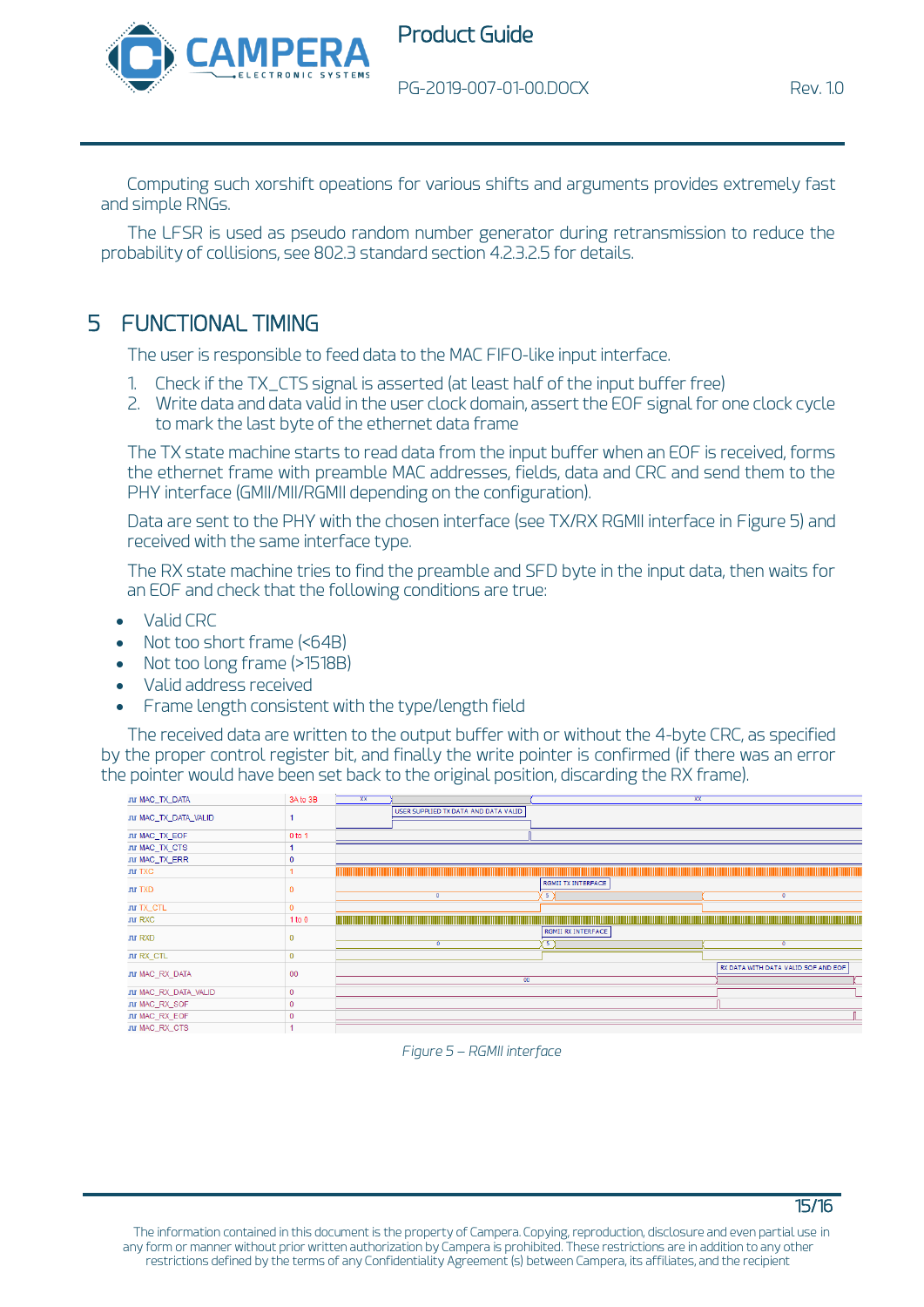Computing such xorshift opeations for various shifts and arguments provides extremely fast and simple RNGs.

The LFSR is used as pseudo random number generator during retransmission to reduce the probability of collisions, see 802.3 standard section 4.2.3.2.5 for details.

# 5 FUNCTIONAL TIMING

The user is responsible to feed data to the MAC FIFO-like input interface.

1. Check if the TX_CTS signal is asserted (at least half of the input buffer free)
2. Write data and data valid in the user clock domain, assert the EOF signal for one clock cycle to mark the last byte of the ethernet data frame

The TX state machine starts to read data from the input buffer when an EOF is received, forms the ethernet frame with preamble MAC addresses, fields, data and CRC and send them to the PHY interface (GMII/MII/RGMII depending on the configuration).

Data are sent to the PHY with the chosen interface (see TX/RX RGMII interface in Figure 5) and received with the same interface type.

The RX state machine tries to find the preamble and SFD byte in the input data, then waits for an EOF and check that the following conditions are true:

- Valid CRC
- Not too short frame (<64B)
- Not too long frame (>1518B)
- Valid address received
- Frame length consistent with the type/length field

The received data are written to the output buffer with or without the 4-byte CRC, as specified by the proper control register bit, and finally the write pointer is confirmed (if there was an error the pointer would have been set back to the original position, discarding the RX frame).

*Figure 5 – RGMII interface*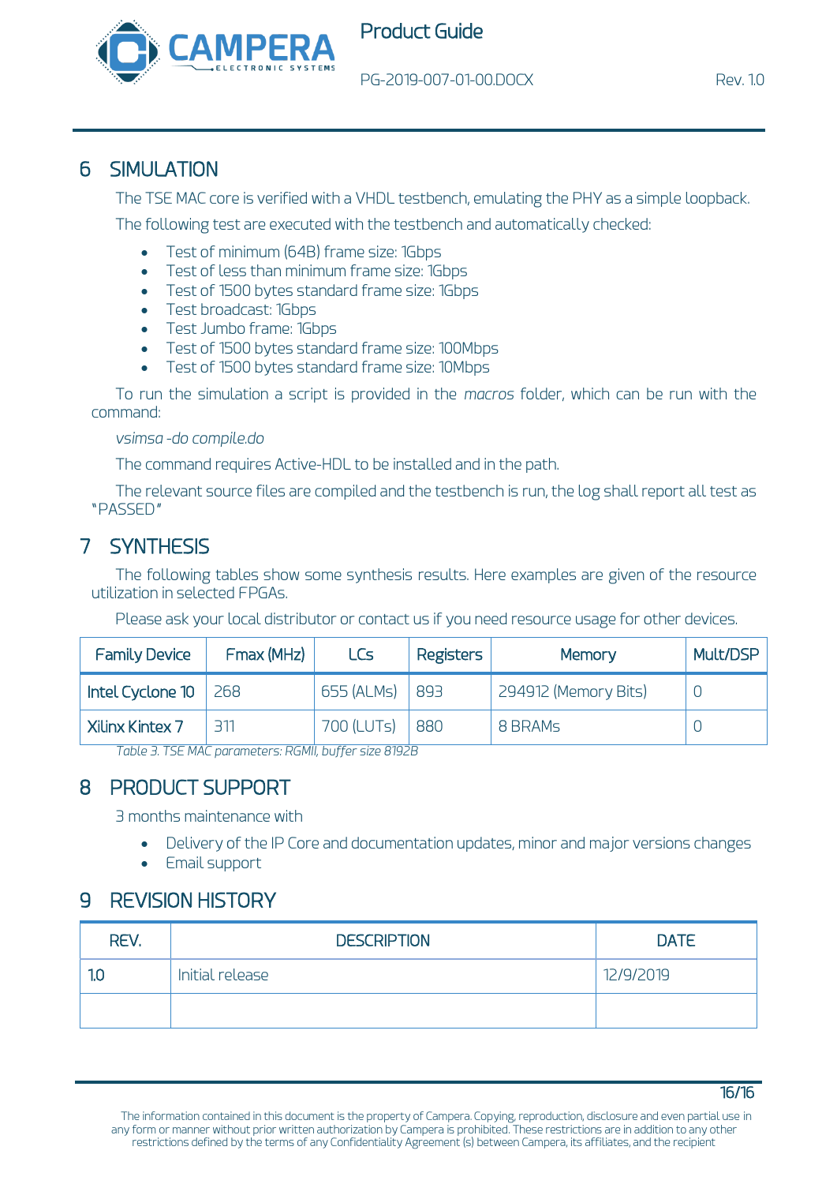# 6 SIMULATION

The TSE MAC core is verified with a VHDL testbench, emulating the PHY as a simple loopback.

The following test are executed with the testbench and automatically checked:

- Test of minimum (64B) frame size: 1Gbps
- Test of less than minimum frame size: 1Gbps
- Test of 1500 bytes standard frame size: 1Gbps
- Test broadcast: 1Gbps
- Test Jumbo frame: 1Gbps
- Test of 1500 bytes standard frame size: 100Mbps
- Test of 1500 bytes standard frame size: 10Mbps

To run the simulation a script is provided in the *macros* folder, which can be run with the command:

*vsimsa -do compile.do*

The command requires Active-HDL to be installed and in the path.

The relevant source files are compiled and the testbench is run, the log shall report all test as "PASSED"

# 7 SYNTHESIS

The following tables show some synthesis results. Here examples are given of the resource utilization in selected FPGAs.

Please ask your local distributor or contact us if you need resource usage for other devices.

| Family Device | Fmax (MHz) | LCs | Registers | Memory | Mult/DSP |
|---|---|---|---|---|---|
| Intel Cyclone 10 | 268 | 655 (ALMs) | 893 | 294912 (Memory Bits) | 0 |
| Xilinx Kintex 7 | 311 | 700 (LUTs) | 880 | 8 BRAMs | 0 |

*Table 3. TSE MAC parameters: RGMII, buffer size 8192B*

# 8 PRODUCT SUPPORT

3 months maintenance with

- Delivery of the IP Core and documentation updates, minor and major versions changes
- Email support

# 9 REVISION HISTORY

| REV. | DESCRIPTION | DATE |
|---|---|---|
| 1.0 | Initial release | 12/9/2019 |
| | | |

The information contained in this document is the property of Campera. Copying, reproduction, disclosure and even partial use in any form or manner without prior written authorization by Campera is prohibited. These restrictions are in addition to any other restrictions defined by the terms of any Confidentiality Agreement (s) between Campera, its affiliates, and the recipient